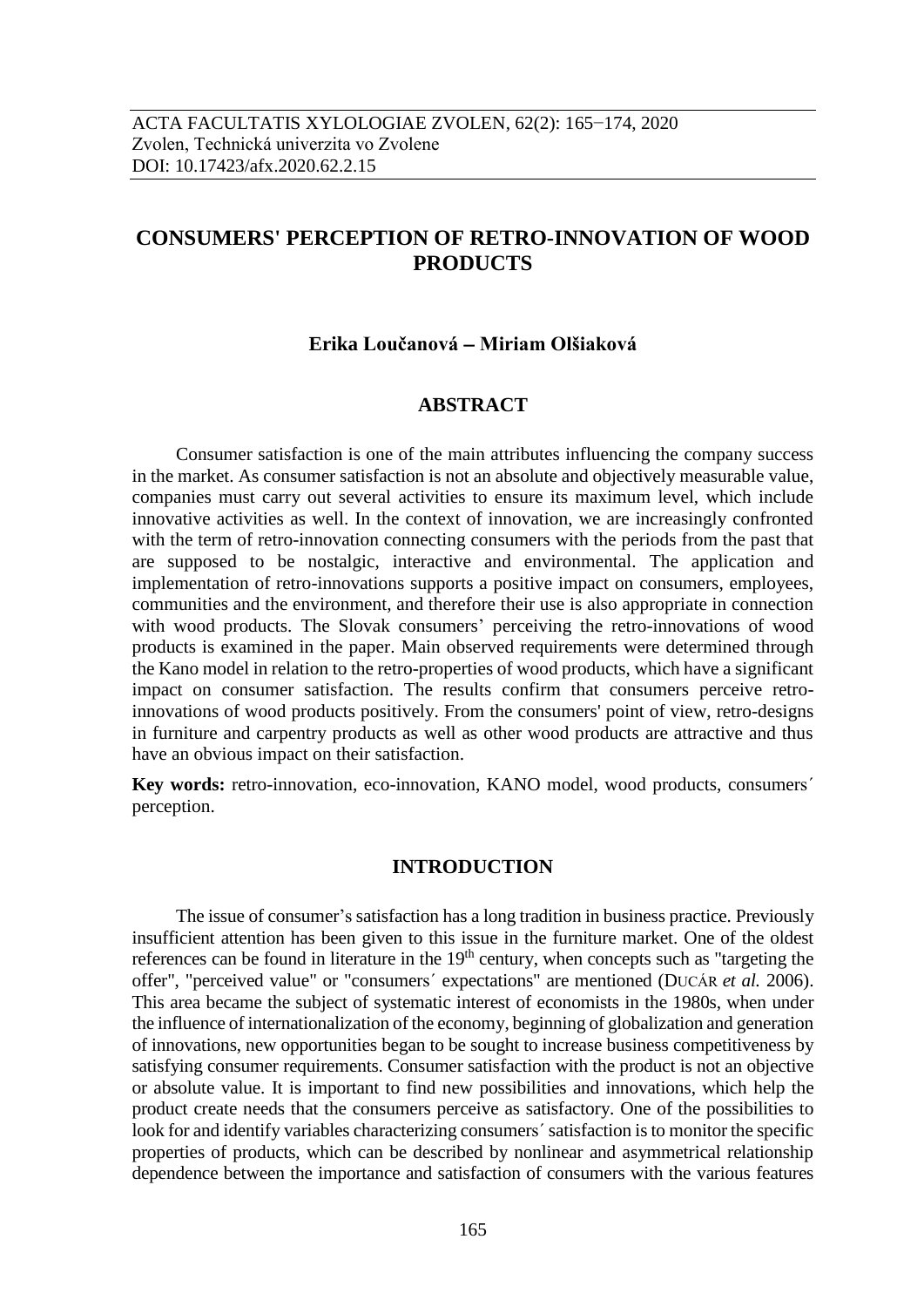ACTA FACULTATIS XYLOLOGIAE ZVOLEN, 62(2): 165−174, 2020
Zvolen, Technická univerzita vo Zvolene
DOI: 10.17423/afx.2020.62.2.15

# CONSUMERS' PERCEPTION OF RETRO-INNOVATION OF WOOD PRODUCTS

**Erika Loučanová – Miriam Olšiaková**

## ABSTRACT

Consumer satisfaction is one of the main attributes influencing the company success in the market. As consumer satisfaction is not an absolute and objectively measurable value, companies must carry out several activities to ensure its maximum level, which include innovative activities as well. In the context of innovation, we are increasingly confronted with the term of retro-innovation connecting consumers with the periods from the past that are supposed to be nostalgic, interactive and environmental. The application and implementation of retro-innovations supports a positive impact on consumers, employees, communities and the environment, and therefore their use is also appropriate in connection with wood products. The Slovak consumers' perceiving the retro-innovations of wood products is examined in the paper. Main observed requirements were determined through the Kano model in relation to the retro-properties of wood products, which have a significant impact on consumer satisfaction. The results confirm that consumers perceive retro-innovations of wood products positively. From the consumers' point of view, retro-designs in furniture and carpentry products as well as other wood products are attractive and thus have an obvious impact on their satisfaction.

**Key words:** retro-innovation, eco-innovation, KANO model, wood products, consumers´ perception.

## INTRODUCTION

The issue of consumer's satisfaction has a long tradition in business practice. Previously insufficient attention has been given to this issue in the furniture market. One of the oldest references can be found in literature in the 19th century, when concepts such as "targeting the offer", "perceived value" or "consumers´ expectations" are mentioned (DUCÁR *et al.* 2006). This area became the subject of systematic interest of economists in the 1980s, when under the influence of internationalization of the economy, beginning of globalization and generation of innovations, new opportunities began to be sought to increase business competitiveness by satisfying consumer requirements. Consumer satisfaction with the product is not an objective or absolute value. It is important to find new possibilities and innovations, which help the product create needs that the consumers perceive as satisfactory. One of the possibilities to look for and identify variables characterizing consumers´ satisfaction is to monitor the specific properties of products, which can be described by nonlinear and asymmetrical relationship dependence between the importance and satisfaction of consumers with the various features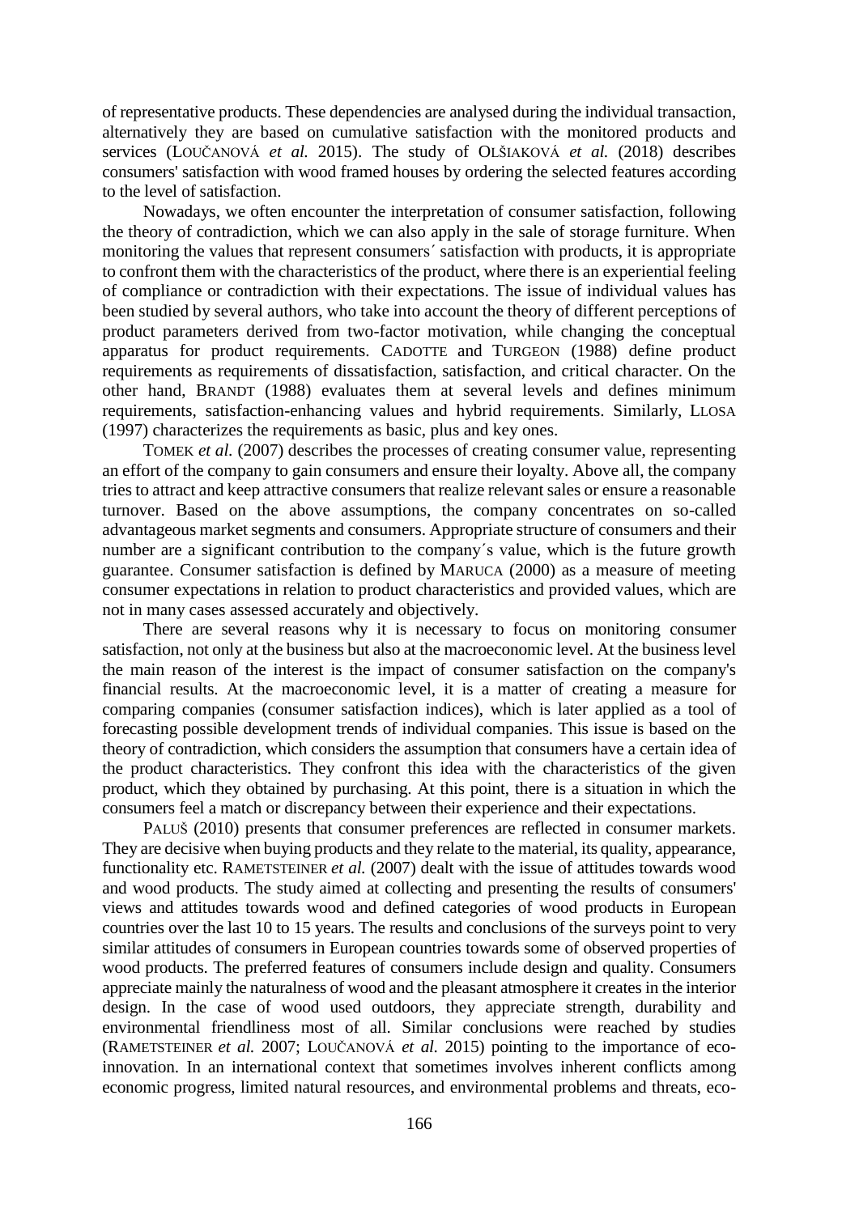of representative products. These dependencies are analysed during the individual transaction, alternatively they are based on cumulative satisfaction with the monitored products and services (LOUČANOVÁ *et al.* 2015). The study of OLŠIAKOVÁ *et al.* (2018) describes consumers' satisfaction with wood framed houses by ordering the selected features according to the level of satisfaction.

Nowadays, we often encounter the interpretation of consumer satisfaction, following the theory of contradiction, which we can also apply in the sale of storage furniture. When monitoring the values that represent consumers´ satisfaction with products, it is appropriate to confront them with the characteristics of the product, where there is an experiential feeling of compliance or contradiction with their expectations. The issue of individual values has been studied by several authors, who take into account the theory of different perceptions of product parameters derived from two-factor motivation, while changing the conceptual apparatus for product requirements. CADOTTE and TURGEON (1988) define product requirements as requirements of dissatisfaction, satisfaction, and critical character. On the other hand, BRANDT (1988) evaluates them at several levels and defines minimum requirements, satisfaction-enhancing values and hybrid requirements. Similarly, LLOSA (1997) characterizes the requirements as basic, plus and key ones.

TOMEK *et al.* (2007) describes the processes of creating consumer value, representing an effort of the company to gain consumers and ensure their loyalty. Above all, the company tries to attract and keep attractive consumers that realize relevant sales or ensure a reasonable turnover. Based on the above assumptions, the company concentrates on so-called advantageous market segments and consumers. Appropriate structure of consumers and their number are a significant contribution to the company´s value, which is the future growth guarantee. Consumer satisfaction is defined by MARUCA (2000) as a measure of meeting consumer expectations in relation to product characteristics and provided values, which are not in many cases assessed accurately and objectively.

There are several reasons why it is necessary to focus on monitoring consumer satisfaction, not only at the business but also at the macroeconomic level. At the business level the main reason of the interest is the impact of consumer satisfaction on the company's financial results. At the macroeconomic level, it is a matter of creating a measure for comparing companies (consumer satisfaction indices), which is later applied as a tool of forecasting possible development trends of individual companies. This issue is based on the theory of contradiction, which considers the assumption that consumers have a certain idea of the product characteristics. They confront this idea with the characteristics of the given product, which they obtained by purchasing. At this point, there is a situation in which the consumers feel a match or discrepancy between their experience and their expectations.

PALUŠ (2010) presents that consumer preferences are reflected in consumer markets. They are decisive when buying products and they relate to the material, its quality, appearance, functionality etc. RAMETSTEINER *et al.* (2007) dealt with the issue of attitudes towards wood and wood products. The study aimed at collecting and presenting the results of consumers' views and attitudes towards wood and defined categories of wood products in European countries over the last 10 to 15 years. The results and conclusions of the surveys point to very similar attitudes of consumers in European countries towards some of observed properties of wood products. The preferred features of consumers include design and quality. Consumers appreciate mainly the naturalness of wood and the pleasant atmosphere it creates in the interior design. In the case of wood used outdoors, they appreciate strength, durability and environmental friendliness most of all. Similar conclusions were reached by studies (RAMETSTEINER *et al.* 2007; LOUČANOVÁ *et al.* 2015) pointing to the importance of eco-innovation. In an international context that sometimes involves inherent conflicts among economic progress, limited natural resources, and environmental problems and threats, eco-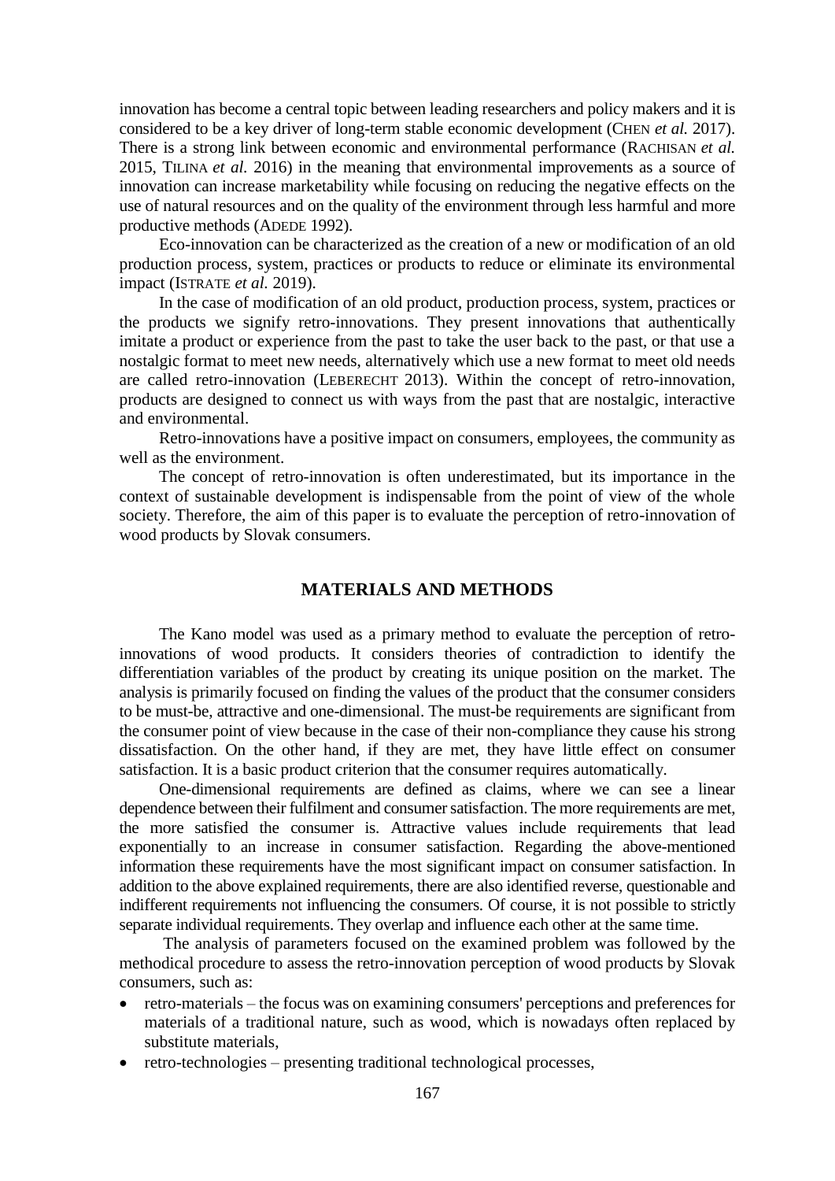innovation has become a central topic between leading researchers and policy makers and it is considered to be a key driver of long-term stable economic development (CHEN *et al.* 2017). There is a strong link between economic and environmental performance (RACHISAN *et al.* 2015, TILINA *et al.* 2016) in the meaning that environmental improvements as a source of innovation can increase marketability while focusing on reducing the negative effects on the use of natural resources and on the quality of the environment through less harmful and more productive methods (ADEDE 1992).

Eco-innovation can be characterized as the creation of a new or modification of an old production process, system, practices or products to reduce or eliminate its environmental impact (ISTRATE *et al.* 2019).

In the case of modification of an old product, production process, system, practices or the products we signify retro-innovations. They present innovations that authentically imitate a product or experience from the past to take the user back to the past, or that use a nostalgic format to meet new needs, alternatively which use a new format to meet old needs are called retro-innovation (LEBERECHT 2013). Within the concept of retro-innovation, products are designed to connect us with ways from the past that are nostalgic, interactive and environmental.

Retro-innovations have a positive impact on consumers, employees, the community as well as the environment.

The concept of retro-innovation is often underestimated, but its importance in the context of sustainable development is indispensable from the point of view of the whole society. Therefore, the aim of this paper is to evaluate the perception of retro-innovation of wood products by Slovak consumers.

## MATERIALS AND METHODS

The Kano model was used as a primary method to evaluate the perception of retro-innovations of wood products. It considers theories of contradiction to identify the differentiation variables of the product by creating its unique position on the market. The analysis is primarily focused on finding the values of the product that the consumer considers to be must-be, attractive and one-dimensional. The must-be requirements are significant from the consumer point of view because in the case of their non-compliance they cause his strong dissatisfaction. On the other hand, if they are met, they have little effect on consumer satisfaction. It is a basic product criterion that the consumer requires automatically.

One-dimensional requirements are defined as claims, where we can see a linear dependence between their fulfilment and consumer satisfaction. The more requirements are met, the more satisfied the consumer is. Attractive values include requirements that lead exponentially to an increase in consumer satisfaction. Regarding the above-mentioned information these requirements have the most significant impact on consumer satisfaction. In addition to the above explained requirements, there are also identified reverse, questionable and indifferent requirements not influencing the consumers. Of course, it is not possible to strictly separate individual requirements. They overlap and influence each other at the same time.

The analysis of parameters focused on the examined problem was followed by the methodical procedure to assess the retro-innovation perception of wood products by Slovak consumers, such as:

- retro-materials – the focus was on examining consumers' perceptions and preferences for materials of a traditional nature, such as wood, which is nowadays often replaced by substitute materials,
- retro-technologies – presenting traditional technological processes,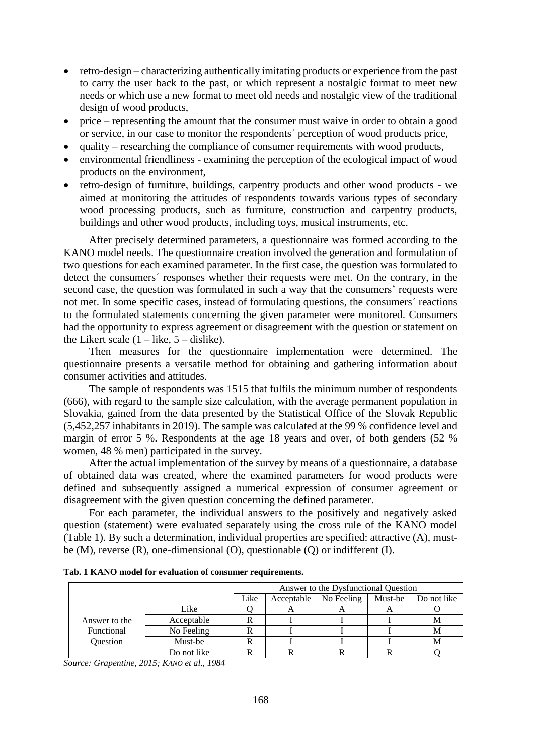- retro-design – characterizing authentically imitating products or experience from the past to carry the user back to the past, or which represent a nostalgic format to meet new needs or which use a new format to meet old needs and nostalgic view of the traditional design of wood products,
- price – representing the amount that the consumer must waive in order to obtain a good or service, in our case to monitor the respondents´ perception of wood products price,
- quality – researching the compliance of consumer requirements with wood products,
- environmental friendliness - examining the perception of the ecological impact of wood products on the environment,
- retro-design of furniture, buildings, carpentry products and other wood products - we aimed at monitoring the attitudes of respondents towards various types of secondary wood processing products, such as furniture, construction and carpentry products, buildings and other wood products, including toys, musical instruments, etc.

After precisely determined parameters, a questionnaire was formed according to the KANO model needs. The questionnaire creation involved the generation and formulation of two questions for each examined parameter. In the first case, the question was formulated to detect the consumers´ responses whether their requests were met. On the contrary, in the second case, the question was formulated in such a way that the consumers' requests were not met. In some specific cases, instead of formulating questions, the consumers´ reactions to the formulated statements concerning the given parameter were monitored. Consumers had the opportunity to express agreement or disagreement with the question or statement on the Likert scale (1 – like, 5 – dislike).

Then measures for the questionnaire implementation were determined. The questionnaire presents a versatile method for obtaining and gathering information about consumer activities and attitudes.

The sample of respondents was 1515 that fulfils the minimum number of respondents (666), with regard to the sample size calculation, with the average permanent population in Slovakia, gained from the data presented by the Statistical Office of the Slovak Republic (5,452,257 inhabitants in 2019). The sample was calculated at the 99 % confidence level and margin of error 5 %. Respondents at the age 18 years and over, of both genders (52 % women, 48 % men) participated in the survey.

After the actual implementation of the survey by means of a questionnaire, a database of obtained data was created, where the examined parameters for wood products were defined and subsequently assigned a numerical expression of consumer agreement or disagreement with the given question concerning the defined parameter.

For each parameter, the individual answers to the positively and negatively asked question (statement) were evaluated separately using the cross rule of the KANO model (Table 1). By such a determination, individual properties are specified: attractive (A), must-be (M), reverse (R), one-dimensional (O), questionable (Q) or indifferent (I).

**Tab. 1 KANO model for evaluation of consumer requirements.**

| | | Answer to the Dysfunctional Question | | | | |
|---|---|---|---|---|---|---|
| | | Like | Acceptable | No Feeling | Must-be | Do not like |
| Answer to the Functional Question | Like | Q | A | A | A | O |
| | Acceptable | R | I | I | I | M |
| | No Feeling | R | I | I | I | M |
| | Must-be | R | I | I | I | M |
| | Do not like | R | R | R | R | Q |

*Source: Grapentine, 2015; KANO et al., 1984*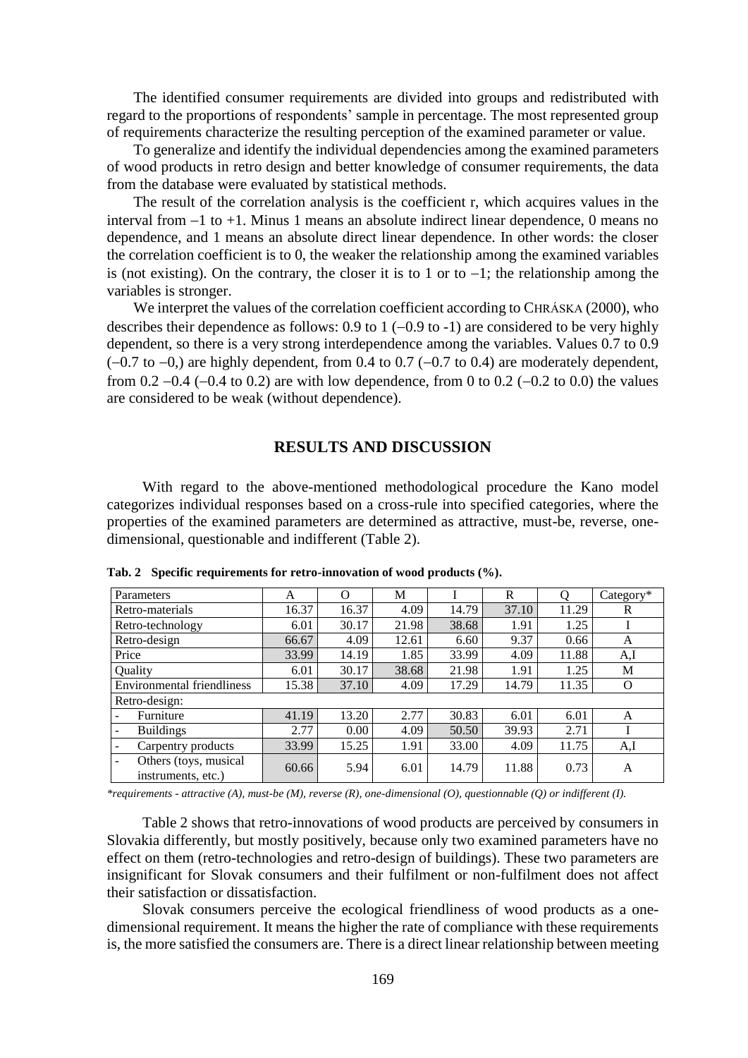The identified consumer requirements are divided into groups and redistributed with regard to the proportions of respondents' sample in percentage. The most represented group of requirements characterize the resulting perception of the examined parameter or value.

To generalize and identify the individual dependencies among the examined parameters of wood products in retro design and better knowledge of consumer requirements, the data from the database were evaluated by statistical methods.

The result of the correlation analysis is the coefficient r, which acquires values in the interval from $-1$ to $+1$. Minus 1 means an absolute indirect linear dependence, 0 means no dependence, and 1 means an absolute direct linear dependence. In other words: the closer the correlation coefficient is to 0, the weaker the relationship among the examined variables is (not existing). On the contrary, the closer it is to 1 or to $-1$; the relationship among the variables is stronger.

We interpret the values of the correlation coefficient according to CHRÁSKA (2000), who describes their dependence as follows: 0.9 to 1 ($-0.9$ to -1) are considered to be very highly dependent, so there is a very strong interdependence among the variables. Values 0.7 to 0.9 ($-0.7$ to $-0$,) are highly dependent, from 0.4 to 0.7 ($-0.7$ to 0.4) are moderately dependent, from 0.2 $-0.4$ ($-0.4$ to 0.2) are with low dependence, from 0 to 0.2 ($-0.2$ to 0.0) the values are considered to be weak (without dependence).

## RESULTS AND DISCUSSION

With regard to the above-mentioned methodological procedure the Kano model categorizes individual responses based on a cross-rule into specified categories, where the properties of the examined parameters are determined as attractive, must-be, reverse, one-dimensional, questionable and indifferent (Table 2).

**Tab. 2 Specific requirements for retro-innovation of wood products (%).**

| Parameters | A | O | M | I | R | Q | Category* |
|---|---|---|---|---|---|---|---|
| Retro-materials | 16.37 | 16.37 | 4.09 | 14.79 | 37.10 | 11.29 | R |
| Retro-technology | 6.01 | 30.17 | 21.98 | 38.68 | 1.91 | 1.25 | I |
| Retro-design | 66.67 | 4.09 | 12.61 | 6.60 | 9.37 | 0.66 | A |
| Price | 33.99 | 14.19 | 1.85 | 33.99 | 4.09 | 11.88 | A,I |
| Quality | 6.01 | 30.17 | 38.68 | 21.98 | 1.91 | 1.25 | M |
| Environmental friendliness | 15.38 | 37.10 | 4.09 | 17.29 | 14.79 | 11.35 | O |
| Retro-design: | | | | | | | |
| - Furniture | 41.19 | 13.20 | 2.77 | 30.83 | 6.01 | 6.01 | A |
| - Buildings | 2.77 | 0.00 | 4.09 | 50.50 | 39.93 | 2.71 | I |
| - Carpentry products | 33.99 | 15.25 | 1.91 | 33.00 | 4.09 | 11.75 | A,I |
| - Others (toys, musical instruments, etc.) | 60.66 | 5.94 | 6.01 | 14.79 | 11.88 | 0.73 | A |

*\*requirements - attractive (A), must-be (M), reverse (R), one-dimensional (O), questionnable (Q) or indifferent (I).*

Table 2 shows that retro-innovations of wood products are perceived by consumers in Slovakia differently, but mostly positively, because only two examined parameters have no effect on them (retro-technologies and retro-design of buildings). These two parameters are insignificant for Slovak consumers and their fulfilment or non-fulfilment does not affect their satisfaction or dissatisfaction.

Slovak consumers perceive the ecological friendliness of wood products as a one-dimensional requirement. It means the higher the rate of compliance with these requirements is, the more satisfied the consumers are. There is a direct linear relationship between meeting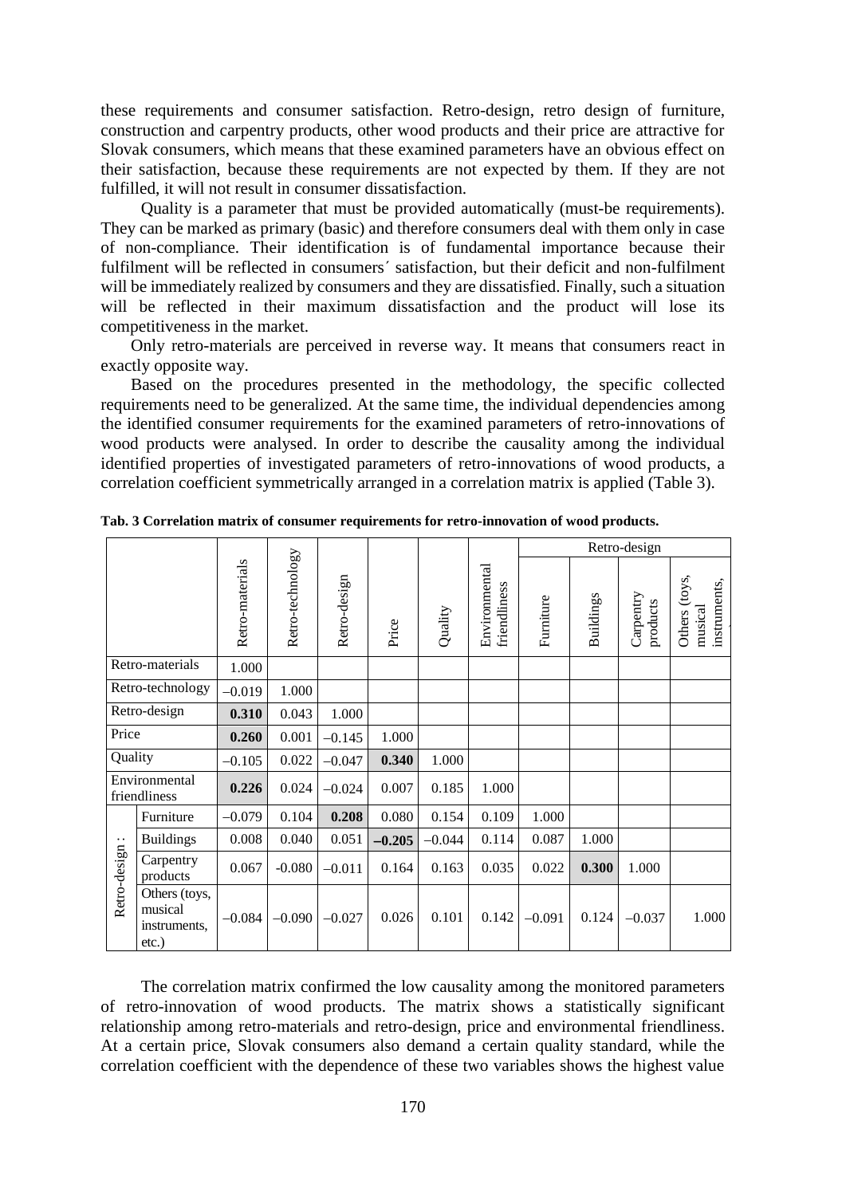these requirements and consumer satisfaction. Retro-design, retro design of furniture, construction and carpentry products, other wood products and their price are attractive for Slovak consumers, which means that these examined parameters have an obvious effect on their satisfaction, because these requirements are not expected by them. If they are not fulfilled, it will not result in consumer dissatisfaction.

Quality is a parameter that must be provided automatically (must-be requirements). They can be marked as primary (basic) and therefore consumers deal with them only in case of non-compliance. Their identification is of fundamental importance because their fulfilment will be reflected in consumers´ satisfaction, but their deficit and non-fulfilment will be immediately realized by consumers and they are dissatisfied. Finally, such a situation will be reflected in their maximum dissatisfaction and the product will lose its competitiveness in the market.

Only retro-materials are perceived in reverse way. It means that consumers react in exactly opposite way.

Based on the procedures presented in the methodology, the specific collected requirements need to be generalized. At the same time, the individual dependencies among the identified consumer requirements for the examined parameters of retro-innovations of wood products were analysed. In order to describe the causality among the individual identified properties of investigated parameters of retro-innovations of wood products, a correlation coefficient symmetrically arranged in a correlation matrix is applied (Table 3).

**Tab. 3 Correlation matrix of consumer requirements for retro-innovation of wood products.**

| | | Retro-materials | Retro-technology | Retro-design | Price | Quality | Environmental friendliness | Retro-design | | | |
|---|---|---|---|---|---|---|---|---|---|---|---|
| | | | | | | | | Furniture | Buildings | Carpentry products | Others (toys, musical instruments, |
| Retro-materials | | 1.000 | | | | | | | | | |
| Retro-technology | | −0.019 | 1.000 | | | | | | | | |
| Retro-design | | **0.310** | 0.043 | 1.000 | | | | | | | |
| Price | | **0.260** | 0.001 | −0.145 | 1.000 | | | | | | |
| Quality | | −0.105 | 0.022 | −0.047 | **0.340** | 1.000 | | | | | |
| Environmental friendliness | | **0.226** | 0.024 | −0.024 | 0.007 | 0.185 | 1.000 | | | | |
| Retro-design: | Furniture | −0.079 | 0.104 | **0.208** | 0.080 | 0.154 | 0.109 | 1.000 | | | |
| | Buildings | 0.008 | 0.040 | 0.051 | **−0.205** | −0.044 | 0.114 | 0.087 | 1.000 | | |
| | Carpentry products | 0.067 | -0.080 | −0.011 | 0.164 | 0.163 | 0.035 | 0.022 | **0.300** | 1.000 | |
| | Others (toys, musical instruments, etc.) | −0.084 | −0.090 | −0.027 | 0.026 | 0.101 | 0.142 | −0.091 | 0.124 | −0.037 | 1.000 |

The correlation matrix confirmed the low causality among the monitored parameters of retro-innovation of wood products. The matrix shows a statistically significant relationship among retro-materials and retro-design, price and environmental friendliness. At a certain price, Slovak consumers also demand a certain quality standard, while the correlation coefficient with the dependence of these two variables shows the highest value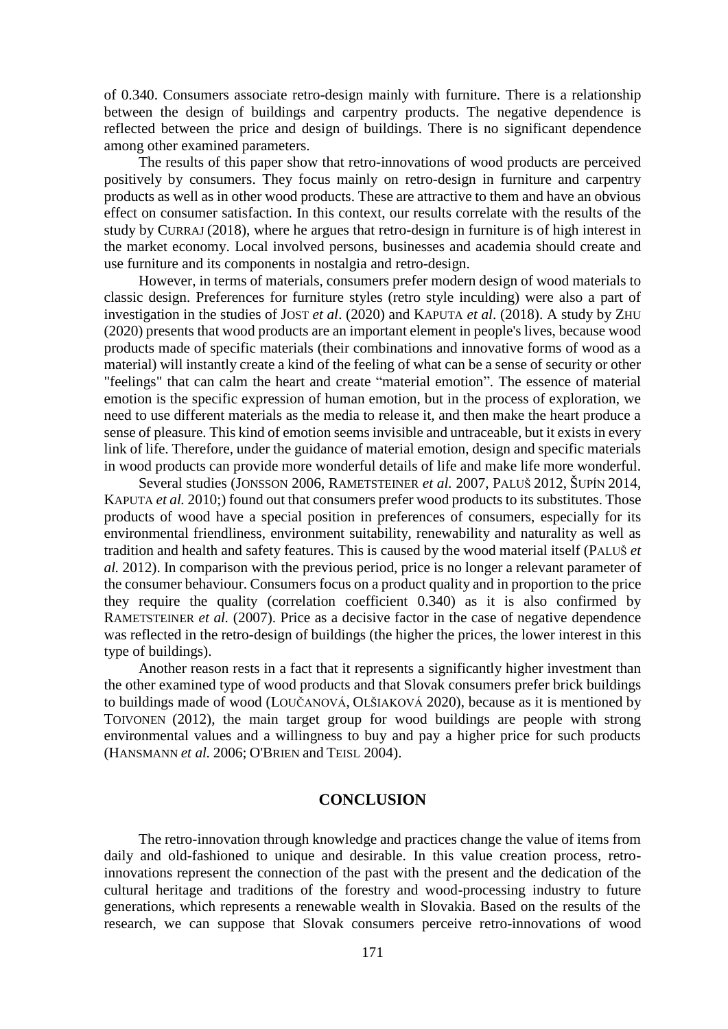of 0.340. Consumers associate retro-design mainly with furniture. There is a relationship between the design of buildings and carpentry products. The negative dependence is reflected between the price and design of buildings. There is no significant dependence among other examined parameters.

The results of this paper show that retro-innovations of wood products are perceived positively by consumers. They focus mainly on retro-design in furniture and carpentry products as well as in other wood products. These are attractive to them and have an obvious effect on consumer satisfaction. In this context, our results correlate with the results of the study by CURRAJ (2018), where he argues that retro-design in furniture is of high interest in the market economy. Local involved persons, businesses and academia should create and use furniture and its components in nostalgia and retro-design.

However, in terms of materials, consumers prefer modern design of wood materials to classic design. Preferences for furniture styles (retro style inculding) were also a part of investigation in the studies of JOST *et al*. (2020) and KAPUTA *et al*. (2018). A study by ZHU (2020) presents that wood products are an important element in people's lives, because wood products made of specific materials (their combinations and innovative forms of wood as a material) will instantly create a kind of the feeling of what can be a sense of security or other "feelings" that can calm the heart and create "material emotion". The essence of material emotion is the specific expression of human emotion, but in the process of exploration, we need to use different materials as the media to release it, and then make the heart produce a sense of pleasure. This kind of emotion seems invisible and untraceable, but it exists in every link of life. Therefore, under the guidance of material emotion, design and specific materials in wood products can provide more wonderful details of life and make life more wonderful.

Several studies (JONSSON 2006, RAMETSTEINER *et al.* 2007, PALUŠ 2012, ŠUPÍN 2014, KAPUTA *et al.* 2010;) found out that consumers prefer wood products to its substitutes. Those products of wood have a special position in preferences of consumers, especially for its environmental friendliness, environment suitability, renewability and naturality as well as tradition and health and safety features. This is caused by the wood material itself (PALUŠ *et al.* 2012). In comparison with the previous period, price is no longer a relevant parameter of the consumer behaviour. Consumers focus on a product quality and in proportion to the price they require the quality (correlation coefficient 0.340) as it is also confirmed by RAMETSTEINER *et al.* (2007). Price as a decisive factor in the case of negative dependence was reflected in the retro-design of buildings (the higher the prices, the lower interest in this type of buildings).

Another reason rests in a fact that it represents a significantly higher investment than the other examined type of wood products and that Slovak consumers prefer brick buildings to buildings made of wood (LOUČANOVÁ, OLŠIAKOVÁ 2020), because as it is mentioned by TOIVONEN (2012), the main target group for wood buildings are people with strong environmental values and a willingness to buy and pay a higher price for such products (HANSMANN *et al.* 2006; O'BRIEN and TEISL 2004).

## CONCLUSION

The retro-innovation through knowledge and practices change the value of items from daily and old-fashioned to unique and desirable. In this value creation process, retro-innovations represent the connection of the past with the present and the dedication of the cultural heritage and traditions of the forestry and wood-processing industry to future generations, which represents a renewable wealth in Slovakia. Based on the results of the research, we can suppose that Slovak consumers perceive retro-innovations of wood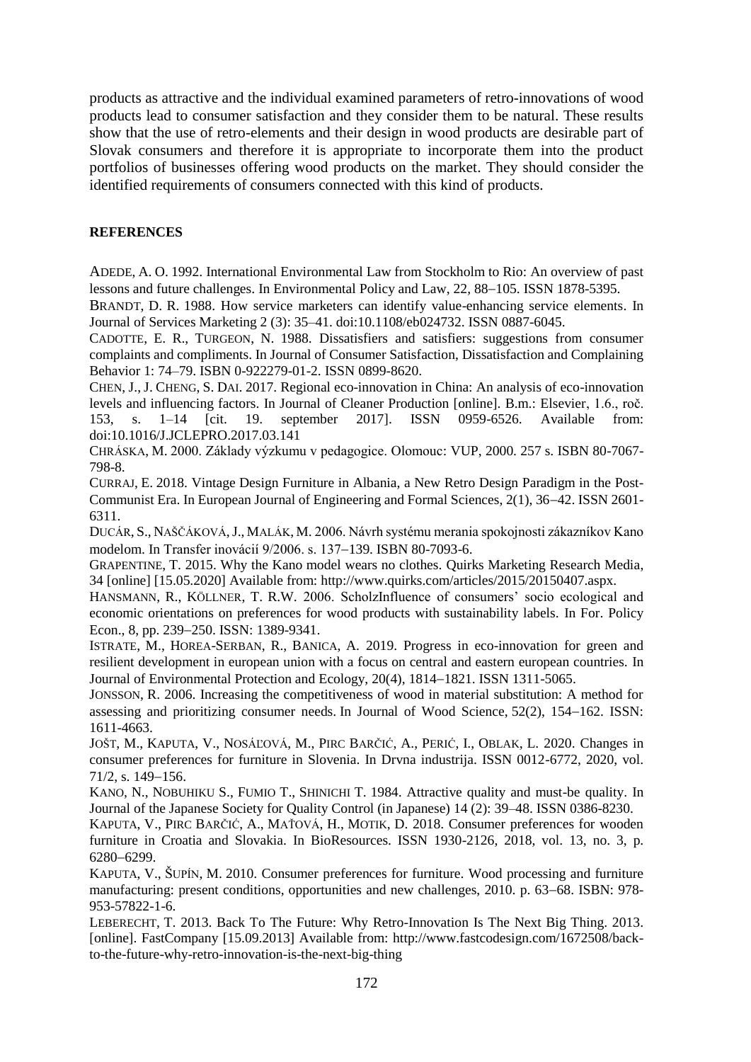products as attractive and the individual examined parameters of retro-innovations of wood products lead to consumer satisfaction and they consider them to be natural. These results show that the use of retro-elements and their design in wood products are desirable part of Slovak consumers and therefore it is appropriate to incorporate them into the product portfolios of businesses offering wood products on the market. They should consider the identified requirements of consumers connected with this kind of products.

## REFERENCES

ADEDE, A. O. 1992. International Environmental Law from Stockholm to Rio: An overview of past lessons and future challenges. In Environmental Policy and Law, 22, 88–105. ISSN 1878-5395.

BRANDT, D. R. 1988. How service marketers can identify value-enhancing service elements. In Journal of Services Marketing 2 (3): 35–41. doi:10.1108/eb024732. ISSN 0887-6045.

CADOTTE, E. R., TURGEON, N. 1988. Dissatisfiers and satisfiers: suggestions from consumer complaints and compliments. In Journal of Consumer Satisfaction, Dissatisfaction and Complaining Behavior 1: 74–79. ISBN 0-922279-01-2. ISSN 0899-8620.

CHEN, J., J. CHENG, S. DAI. 2017. Regional eco-innovation in China: An analysis of eco-innovation levels and influencing factors. In Journal of Cleaner Production [online]. B.m.: Elsevier, 1.6., roč. 153, s. 1–14 [cit. 19. september 2017]. ISSN 0959-6526. Available from: doi:10.1016/J.JCLEPRO.2017.03.141

CHRÁSKA, M. 2000. Základy výzkumu v pedagogice. Olomouc: VUP, 2000. 257 s. ISBN 80-7067-798-8.

CURRAJ, E. 2018. Vintage Design Furniture in Albania, a New Retro Design Paradigm in the Post-Communist Era. In European Journal of Engineering and Formal Sciences, 2(1), 36–42. ISSN 2601-6311.

DUCÁR, S., NAŠČÁKOVÁ, J., MALÁK, M. 2006. Návrh systému merania spokojnosti zákazníkov Kano modelom. In Transfer inovácií 9/2006. s. 137–139. ISBN 80-7093-6.

GRAPENTINE, T. 2015. Why the Kano model wears no clothes. Quirks Marketing Research Media, 34 [online] [15.05.2020] Available from: http://www.quirks.com/articles/2015/20150407.aspx.

HANSMANN, R., KÖLLNER, T. R.W. 2006. ScholzInfluence of consumers' socio ecological and economic orientations on preferences for wood products with sustainability labels. In For. Policy Econ., 8, pp. 239–250. ISSN: 1389-9341.

ISTRATE, M., HOREA-SERBAN, R., BANICA, A. 2019. Progress in eco-innovation for green and resilient development in european union with a focus on central and eastern european countries. In Journal of Environmental Protection and Ecology, 20(4), 1814–1821. ISSN 1311-5065.

JONSSON, R. 2006. Increasing the competitiveness of wood in material substitution: A method for assessing and prioritizing consumer needs. In Journal of Wood Science, 52(2), 154–162. ISSN: 1611-4663.

JOŠT, M., KAPUTA, V., NOSÁĽOVÁ, M., PIRC BARČIĆ, A., PERIĆ, I., OBLAK, L. 2020. Changes in consumer preferences for furniture in Slovenia. In Drvna industrija. ISSN 0012-6772, 2020, vol. 71/2, s. 149–156.

KANO, N., NOBUHIKU S., FUMIO T., SHINICHI T. 1984. Attractive quality and must-be quality. In Journal of the Japanese Society for Quality Control (in Japanese) 14 (2): 39–48. ISSN 0386-8230.

KAPUTA, V., PIRC BARČIĆ, A., MAŤOVÁ, H., MOTIK, D. 2018. Consumer preferences for wooden furniture in Croatia and Slovakia. In BioResources. ISSN 1930-2126, 2018, vol. 13, no. 3, p. 6280–6299.

KAPUTA, V., ŠUPÍN, M. 2010. Consumer preferences for furniture. Wood processing and furniture manufacturing: present conditions, opportunities and new challenges, 2010. p. 63–68. ISBN: 978-953-57822-1-6.

LEBERECHT, T. 2013. Back To The Future: Why Retro-Innovation Is The Next Big Thing. 2013. [online]. FastCompany [15.09.2013] Available from: http://www.fastcodesign.com/1672508/back-to-the-future-why-retro-innovation-is-the-next-big-thing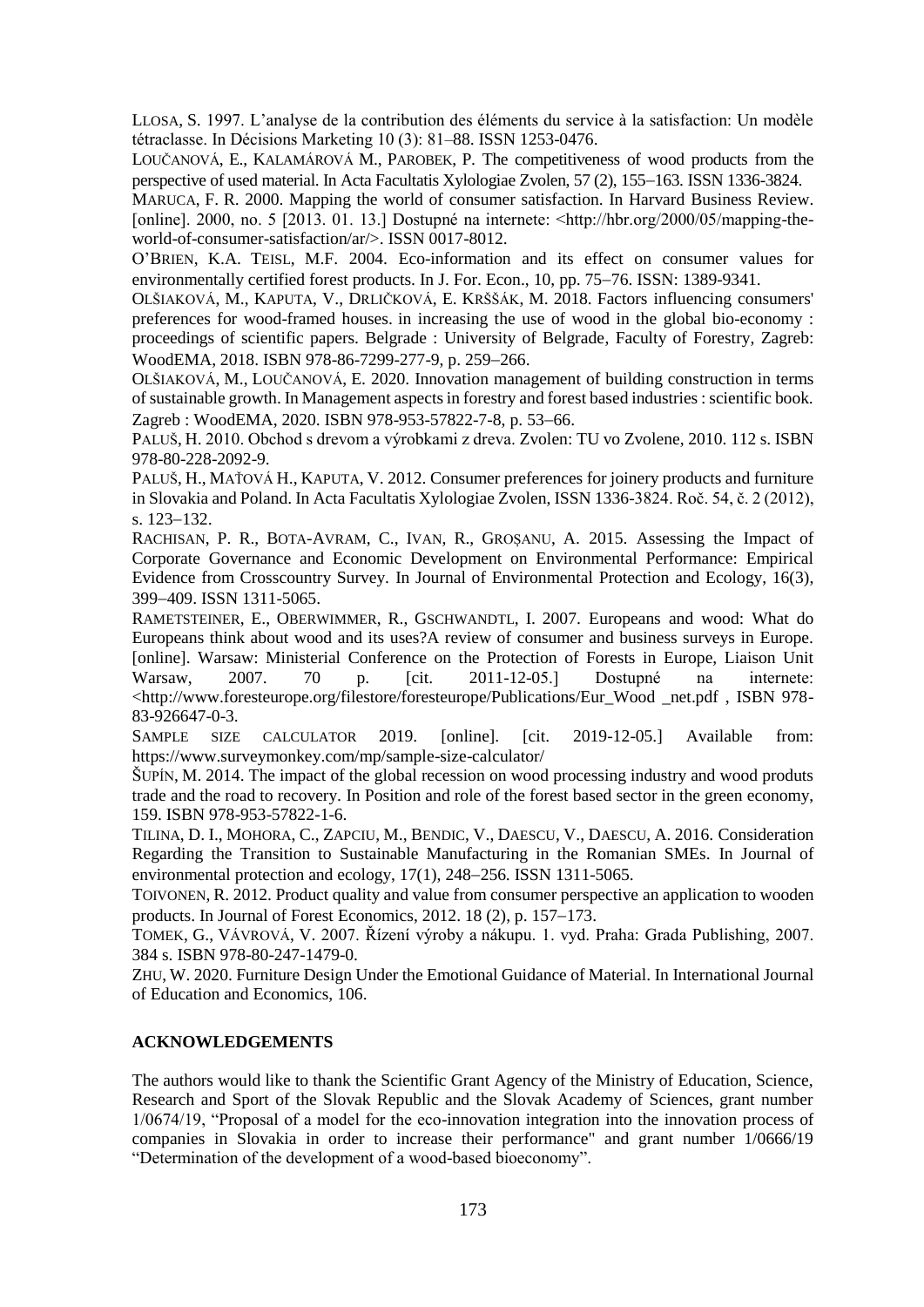LLOSA, S. 1997. L'analyse de la contribution des éléments du service à la satisfaction: Un modèle tétraclasse. In Décisions Marketing 10 (3): 81–88. ISSN 1253-0476.

LOUČANOVÁ, E., KALAMÁROVÁ M., PAROBEK, P. The competitiveness of wood products from the perspective of used material. In Acta Facultatis Xylologiae Zvolen, 57 (2), 155–163. ISSN 1336-3824.

MARUCA, F. R. 2000. Mapping the world of consumer satisfaction. In Harvard Business Review. [online]. 2000, no. 5 [2013. 01. 13.] Dostupné na internete: <http://hbr.org/2000/05/mapping-the-world-of-consumer-satisfaction/ar/>. ISSN 0017-8012.

O'BRIEN, K.A. TEISL, M.F. 2004. Eco-information and its effect on consumer values for environmentally certified forest products. In J. For. Econ., 10, pp. 75–76. ISSN: 1389-9341.

OLŠIAKOVÁ, M., KAPUTA, V., DRLIČKOVÁ, E. KRŠŠÁK, M. 2018. Factors influencing consumers' preferences for wood-framed houses. in increasing the use of wood in the global bio-economy : proceedings of scientific papers. Belgrade : University of Belgrade, Faculty of Forestry, Zagreb: WoodEMA, 2018. ISBN 978-86-7299-277-9, p. 259–266.

OLŠIAKOVÁ, M., LOUČANOVÁ, E. 2020. Innovation management of building construction in terms of sustainable growth. In Management aspects in forestry and forest based industries : scientific book. Zagreb : WoodEMA, 2020. ISBN 978-953-57822-7-8, p. 53–66.

PALUŠ, H. 2010. Obchod s drevom a výrobkami z dreva. Zvolen: TU vo Zvolene, 2010. 112 s. ISBN 978-80-228-2092-9.

PALUŠ, H., MAŤOVÁ H., KAPUTA, V. 2012. Consumer preferences for joinery products and furniture in Slovakia and Poland. In Acta Facultatis Xylologiae Zvolen, ISSN 1336-3824. Roč. 54, č. 2 (2012), s. 123–132.

RACHISAN, P. R., BOTA-AVRAM, C., IVAN, R., GROȘANU, A. 2015. Assessing the Impact of Corporate Governance and Economic Development on Environmental Performance: Empirical Evidence from Crosscountry Survey. In Journal of Environmental Protection and Ecology, 16(3), 399–409. ISSN 1311-5065.

RAMETSTEINER, E., OBERWIMMER, R., GSCHWANDTL, I. 2007. Europeans and wood: What do Europeans think about wood and its uses?A review of consumer and business surveys in Europe. [online]. Warsaw: Ministerial Conference on the Protection of Forests in Europe, Liaison Unit Warsaw, 2007. 70 p. [cit. 2011-12-05.] Dostupné na internete: <http://www.foresteurope.org/filestore/foresteurope/Publications/Eur_Wood _net.pdf , ISBN 978-83-926647-0-3.

SAMPLE SIZE CALCULATOR 2019. [online]. [cit. 2019-12-05.] Available from: https://www.surveymonkey.com/mp/sample-size-calculator/

ŠUPÍN, M. 2014. The impact of the global recession on wood processing industry and wood produts trade and the road to recovery. In Position and role of the forest based sector in the green economy, 159. ISBN 978-953-57822-1-6.

TILINA, D. I., MOHORA, C., ZAPCIU, M., BENDIC, V., DAESCU, V., DAESCU, A. 2016. Consideration Regarding the Transition to Sustainable Manufacturing in the Romanian SMEs. In Journal of environmental protection and ecology, 17(1), 248–256. ISSN 1311-5065.

TOIVONEN, R. 2012. Product quality and value from consumer perspective an application to wooden products. In Journal of Forest Economics, 2012. 18 (2), p. 157–173.

TOMEK, G., VÁVROVÁ, V. 2007. Řízení výroby a nákupu. 1. vyd. Praha: Grada Publishing, 2007. 384 s. ISBN 978-80-247-1479-0.

ZHU, W. 2020. Furniture Design Under the Emotional Guidance of Material. In International Journal of Education and Economics, 106.

## ACKNOWLEDGEMENTS

The authors would like to thank the Scientific Grant Agency of the Ministry of Education, Science, Research and Sport of the Slovak Republic and the Slovak Academy of Sciences, grant number 1/0674/19, "Proposal of a model for the eco-innovation integration into the innovation process of companies in Slovakia in order to increase their performance" and grant number 1/0666/19 "Determination of the development of a wood-based bioeconomy".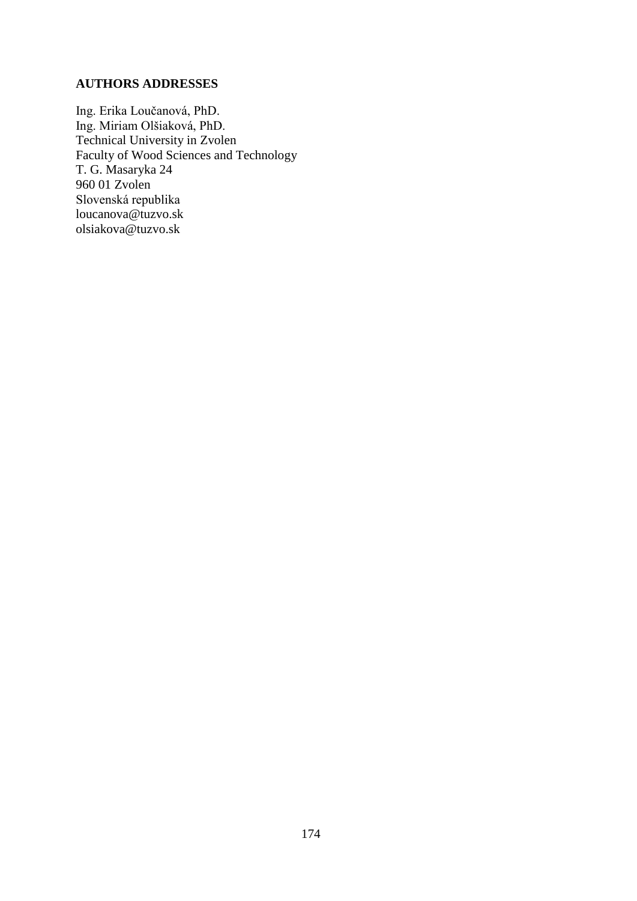## AUTHORS ADDRESSES

Ing. Erika Loučanová, PhD.
Ing. Miriam Olšiaková, PhD.
Technical University in Zvolen
Faculty of Wood Sciences and Technology
T. G. Masaryka 24
960 01 Zvolen
Slovenská republika
loucanova@tuzvo.sk
olsiakova@tuzvo.sk